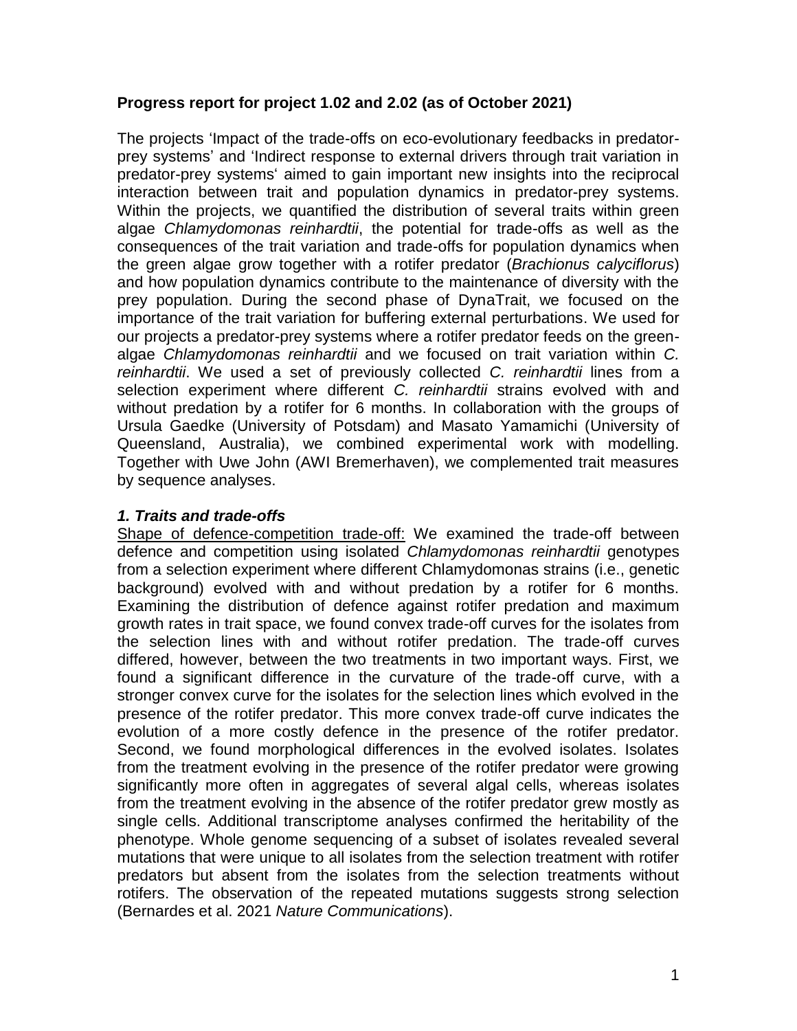**Progress report for project 1.02 and 2.02 (as of October 2021)**

The projects 'Impact of the trade-offs on eco-evolutionary feedbacks in predator-prey systems' and 'Indirect response to external drivers through trait variation in predator-prey systems' aimed to gain important new insights into the reciprocal interaction between trait and population dynamics in predator-prey systems. Within the projects, we quantified the distribution of several traits within green algae *Chlamydomonas reinhardtii*, the potential for trade-offs as well as the consequences of the trait variation and trade-offs for population dynamics when the green algae grow together with a rotifer predator (*Brachionus calyciflorus*) and how population dynamics contribute to the maintenance of diversity with the prey population. During the second phase of DynaTrait, we focused on the importance of the trait variation for buffering external perturbations. We used for our projects a predator-prey systems where a rotifer predator feeds on the green-algae *Chlamydomonas reinhardtii* and we focused on trait variation within *C. reinhardtii*. We used a set of previously collected *C. reinhardtii* lines from a selection experiment where different *C. reinhardtii* strains evolved with and without predation by a rotifer for 6 months. In collaboration with the groups of Ursula Gaedke (University of Potsdam) and Masato Yamamichi (University of Queensland, Australia), we combined experimental work with modelling. Together with Uwe John (AWI Bremerhaven), we complemented trait measures by sequence analyses.

### *1. Traits and trade-offs*

Shape of defence-competition trade-off: We examined the trade-off between defence and competition using isolated *Chlamydomonas reinhardtii* genotypes from a selection experiment where different Chlamydomonas strains (i.e., genetic background) evolved with and without predation by a rotifer for 6 months. Examining the distribution of defence against rotifer predation and maximum growth rates in trait space, we found convex trade-off curves for the isolates from the selection lines with and without rotifer predation. The trade-off curves differed, however, between the two treatments in two important ways. First, we found a significant difference in the curvature of the trade-off curve, with a stronger convex curve for the isolates for the selection lines which evolved in the presence of the rotifer predator. This more convex trade-off curve indicates the evolution of a more costly defence in the presence of the rotifer predator. Second, we found morphological differences in the evolved isolates. Isolates from the treatment evolving in the presence of the rotifer predator were growing significantly more often in aggregates of several algal cells, whereas isolates from the treatment evolving in the absence of the rotifer predator grew mostly as single cells. Additional transcriptome analyses confirmed the heritability of the phenotype. Whole genome sequencing of a subset of isolates revealed several mutations that were unique to all isolates from the selection treatment with rotifer predators but absent from the isolates from the selection treatments without rotifers. The observation of the repeated mutations suggests strong selection (Bernardes et al. 2021 *Nature Communications*).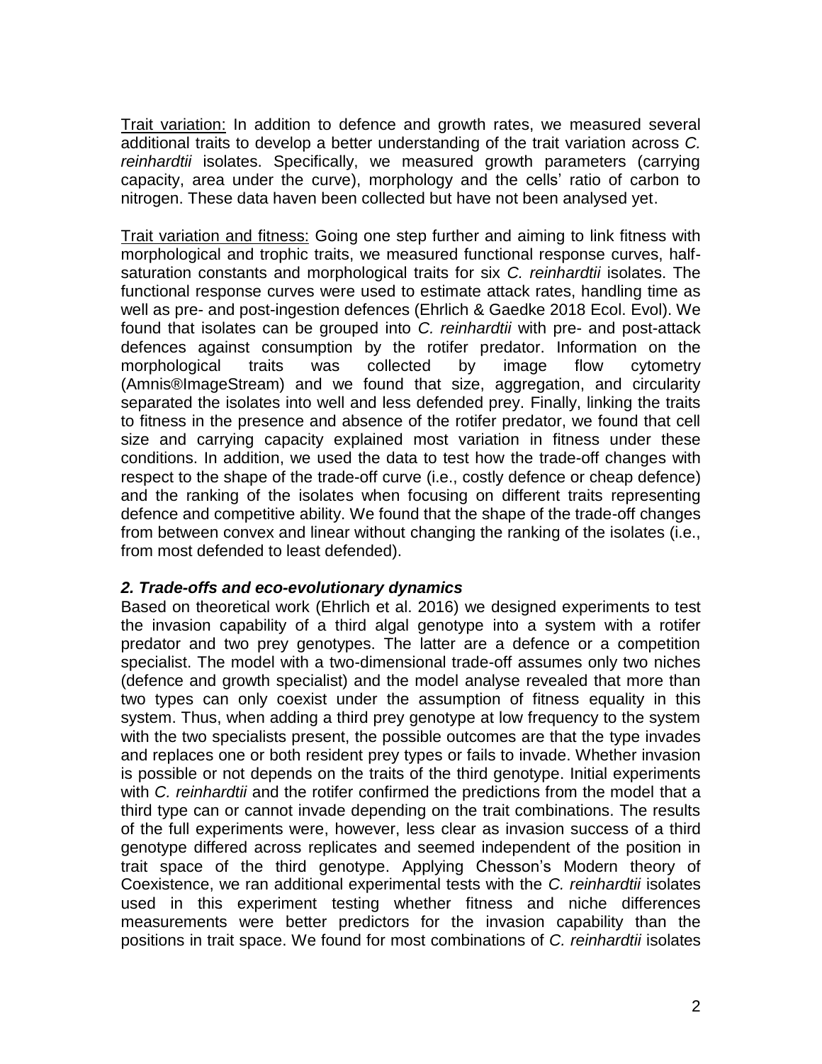<u>Trait variation:</u> In addition to defence and growth rates, we measured several additional traits to develop a better understanding of the trait variation across *C. reinhardtii* isolates. Specifically, we measured growth parameters (carrying capacity, area under the curve), morphology and the cells' ratio of carbon to nitrogen. These data haven been collected but have not been analysed yet.

<u>Trait variation and fitness:</u> Going one step further and aiming to link fitness with morphological and trophic traits, we measured functional response curves, half-saturation constants and morphological traits for six *C. reinhardtii* isolates. The functional response curves were used to estimate attack rates, handling time as well as pre- and post-ingestion defences (Ehrlich & Gaedke 2018 Ecol. Evol). We found that isolates can be grouped into *C. reinhardtii* with pre- and post-attack defences against consumption by the rotifer predator. Information on the morphological traits was collected by image flow cytometry (Amnis®ImageStream) and we found that size, aggregation, and circularity separated the isolates into well and less defended prey. Finally, linking the traits to fitness in the presence and absence of the rotifer predator, we found that cell size and carrying capacity explained most variation in fitness under these conditions. In addition, we used the data to test how the trade-off changes with respect to the shape of the trade-off curve (i.e., costly defence or cheap defence) and the ranking of the isolates when focusing on different traits representing defence and competitive ability. We found that the shape of the trade-off changes from between convex and linear without changing the ranking of the isolates (i.e., from most defended to least defended).

### *2. Trade-offs and eco-evolutionary dynamics*

Based on theoretical work (Ehrlich et al. 2016) we designed experiments to test the invasion capability of a third algal genotype into a system with a rotifer predator and two prey genotypes. The latter are a defence or a competition specialist. The model with a two-dimensional trade-off assumes only two niches (defence and growth specialist) and the model analyse revealed that more than two types can only coexist under the assumption of fitness equality in this system. Thus, when adding a third prey genotype at low frequency to the system with the two specialists present, the possible outcomes are that the type invades and replaces one or both resident prey types or fails to invade. Whether invasion is possible or not depends on the traits of the third genotype. Initial experiments with *C. reinhardtii* and the rotifer confirmed the predictions from the model that a third type can or cannot invade depending on the trait combinations. The results of the full experiments were, however, less clear as invasion success of a third genotype differed across replicates and seemed independent of the position in trait space of the third genotype. Applying Chesson's Modern theory of Coexistence, we ran additional experimental tests with the *C. reinhardtii* isolates used in this experiment testing whether fitness and niche differences measurements were better predictors for the invasion capability than the positions in trait space. We found for most combinations of *C. reinhardtii* isolates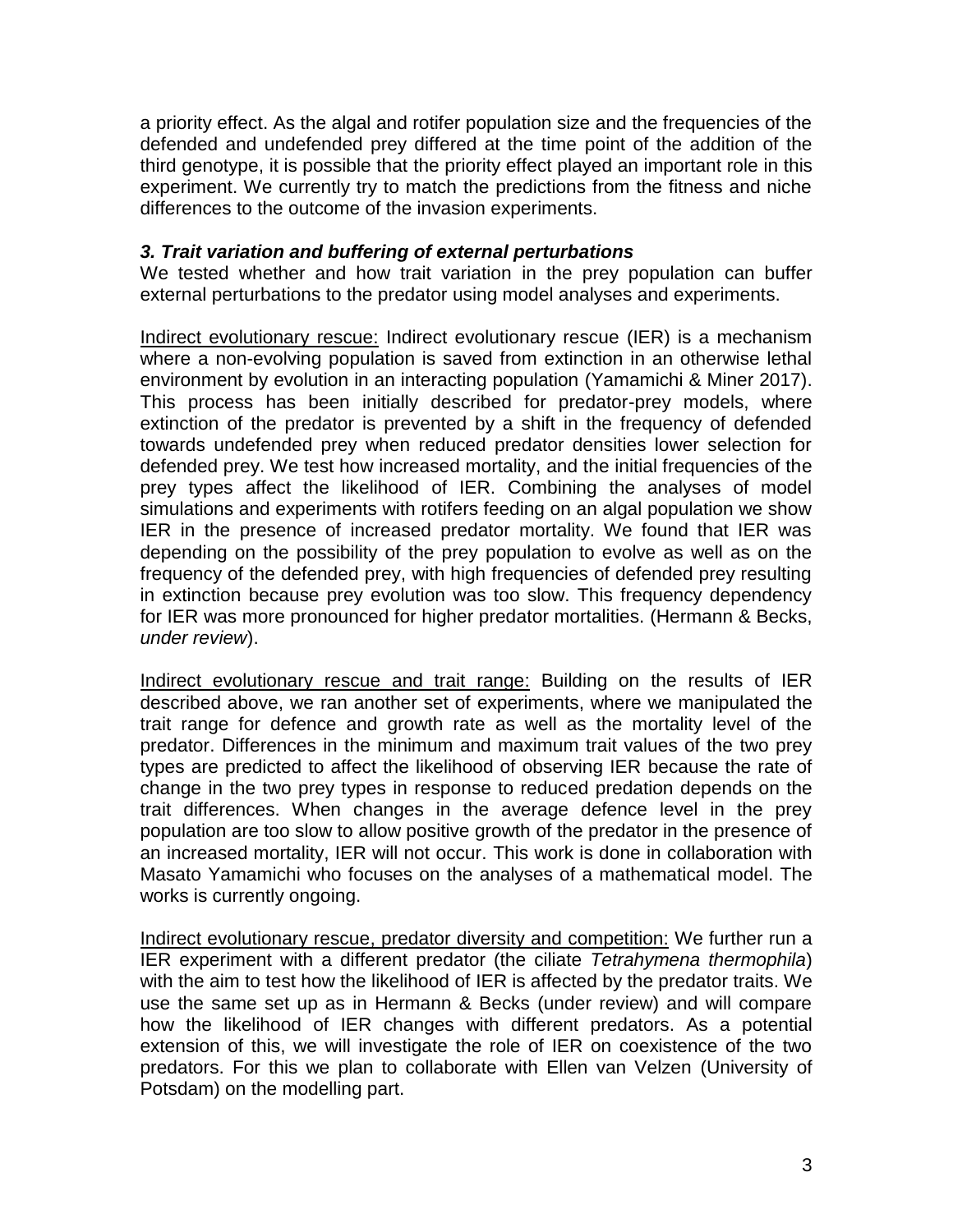a priority effect. As the algal and rotifer population size and the frequencies of the defended and undefended prey differed at the time point of the addition of the third genotype, it is possible that the priority effect played an important role in this experiment. We currently try to match the predictions from the fitness and niche differences to the outcome of the invasion experiments.

### ***3. Trait variation and buffering of external perturbations***

We tested whether and how trait variation in the prey population can buffer external perturbations to the predator using model analyses and experiments.

Indirect evolutionary rescue: Indirect evolutionary rescue (IER) is a mechanism where a non-evolving population is saved from extinction in an otherwise lethal environment by evolution in an interacting population (Yamamichi & Miner 2017). This process has been initially described for predator-prey models, where extinction of the predator is prevented by a shift in the frequency of defended towards undefended prey when reduced predator densities lower selection for defended prey. We test how increased mortality, and the initial frequencies of the prey types affect the likelihood of IER. Combining the analyses of model simulations and experiments with rotifers feeding on an algal population we show IER in the presence of increased predator mortality. We found that IER was depending on the possibility of the prey population to evolve as well as on the frequency of the defended prey, with high frequencies of defended prey resulting in extinction because prey evolution was too slow. This frequency dependency for IER was more pronounced for higher predator mortalities. (Hermann & Becks, *under review*).

Indirect evolutionary rescue and trait range: Building on the results of IER described above, we ran another set of experiments, where we manipulated the trait range for defence and growth rate as well as the mortality level of the predator. Differences in the minimum and maximum trait values of the two prey types are predicted to affect the likelihood of observing IER because the rate of change in the two prey types in response to reduced predation depends on the trait differences. When changes in the average defence level in the prey population are too slow to allow positive growth of the predator in the presence of an increased mortality, IER will not occur. This work is done in collaboration with Masato Yamamichi who focuses on the analyses of a mathematical model. The works is currently ongoing.

Indirect evolutionary rescue, predator diversity and competition: We further run a IER experiment with a different predator (the ciliate *Tetrahymena thermophila*) with the aim to test how the likelihood of IER is affected by the predator traits. We use the same set up as in Hermann & Becks (under review) and will compare how the likelihood of IER changes with different predators. As a potential extension of this, we will investigate the role of IER on coexistence of the two predators. For this we plan to collaborate with Ellen van Velzen (University of Potsdam) on the modelling part.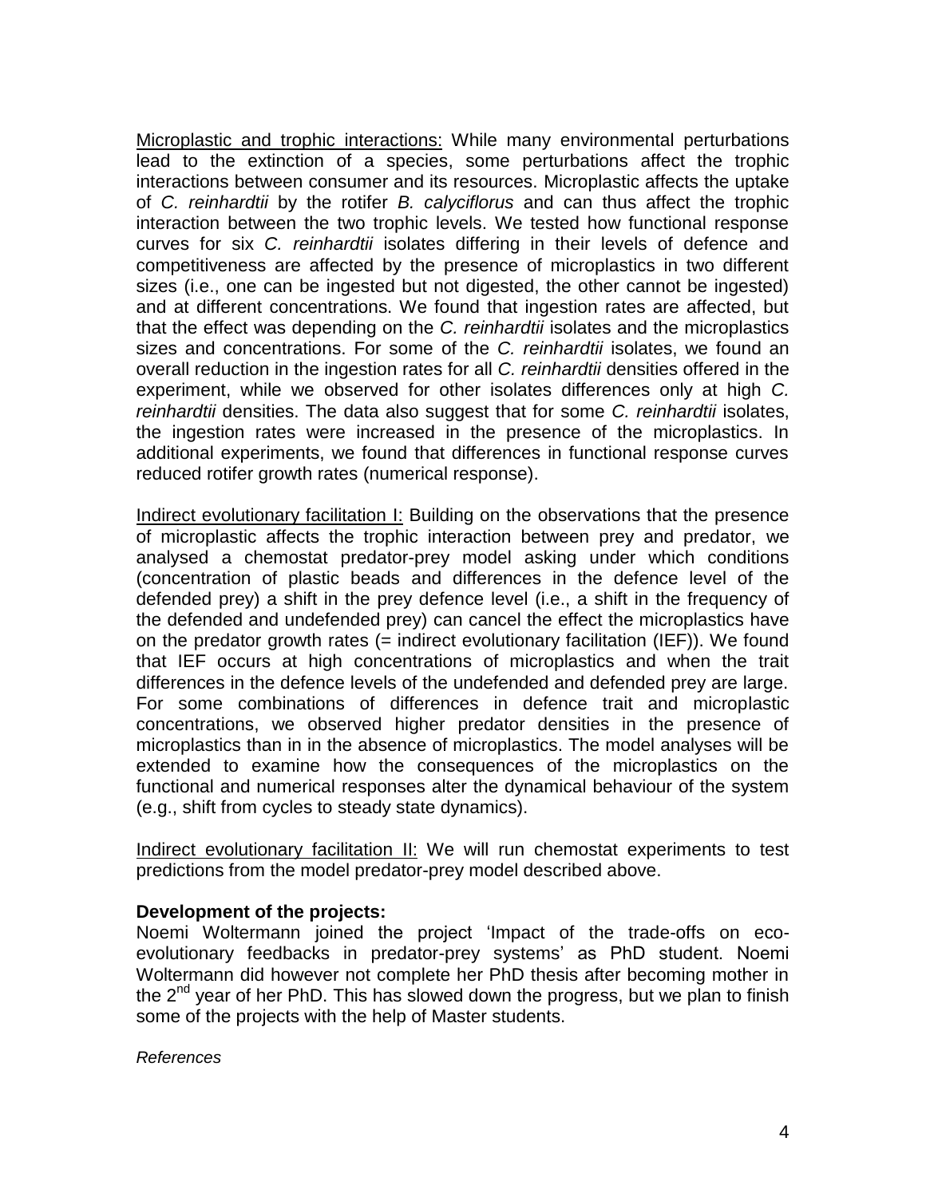<u>Microplastic and trophic interactions:</u> While many environmental perturbations lead to the extinction of a species, some perturbations affect the trophic interactions between consumer and its resources. Microplastic affects the uptake of *C. reinhardtii* by the rotifer *B. calyciflorus* and can thus affect the trophic interaction between the two trophic levels. We tested how functional response curves for six *C. reinhardtii* isolates differing in their levels of defence and competitiveness are affected by the presence of microplastics in two different sizes (i.e., one can be ingested but not digested, the other cannot be ingested) and at different concentrations. We found that ingestion rates are affected, but that the effect was depending on the *C. reinhardtii* isolates and the microplastics sizes and concentrations. For some of the *C. reinhardtii* isolates, we found an overall reduction in the ingestion rates for all *C. reinhardtii* densities offered in the experiment, while we observed for other isolates differences only at high *C. reinhardtii* densities. The data also suggest that for some *C. reinhardtii* isolates, the ingestion rates were increased in the presence of the microplastics. In additional experiments, we found that differences in functional response curves reduced rotifer growth rates (numerical response).

<u>Indirect evolutionary facilitation I:</u> Building on the observations that the presence of microplastic affects the trophic interaction between prey and predator, we analysed a chemostat predator-prey model asking under which conditions (concentration of plastic beads and differences in the defence level of the defended prey) a shift in the prey defence level (i.e., a shift in the frequency of the defended and undefended prey) can cancel the effect the microplastics have on the predator growth rates (= indirect evolutionary facilitation (IEF)). We found that IEF occurs at high concentrations of microplastics and when the trait differences in the defence levels of the undefended and defended prey are large. For some combinations of differences in defence trait and microplastic concentrations, we observed higher predator densities in the presence of microplastics than in in the absence of microplastics. The model analyses will be extended to examine how the consequences of the microplastics on the functional and numerical responses alter the dynamical behaviour of the system (e.g., shift from cycles to steady state dynamics).

<u>Indirect evolutionary facilitation II:</u> We will run chemostat experiments to test predictions from the model predator-prey model described above.

**Development of the projects:**

Noemi Woltermann joined the project 'Impact of the trade-offs on eco-evolutionary feedbacks in predator-prey systems' as PhD student. Noemi Woltermann did however not complete her PhD thesis after becoming mother in the 2nd year of her PhD. This has slowed down the progress, but we plan to finish some of the projects with the help of Master students.

*References*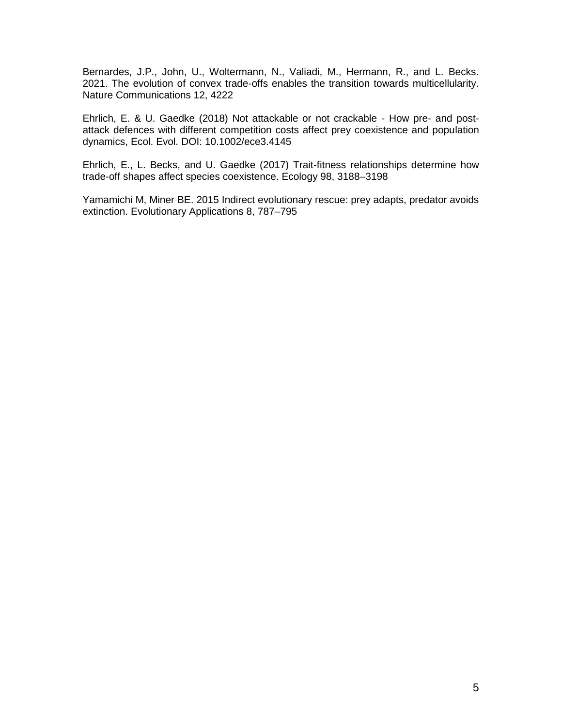Bernardes, J.P., John, U., Woltermann, N., Valiadi, M., Hermann, R., and L. Becks. 2021. The evolution of convex trade-offs enables the transition towards multicellularity. Nature Communications 12, 4222

Ehrlich, E. & U. Gaedke (2018) Not attackable or not crackable - How pre- and post-attack defences with different competition costs affect prey coexistence and population dynamics, Ecol. Evol. DOI: 10.1002/ece3.4145

Ehrlich, E., L. Becks, and U. Gaedke (2017) Trait-fitness relationships determine how trade-off shapes affect species coexistence. Ecology 98, 3188–3198

Yamamichi M, Miner BE. 2015 Indirect evolutionary rescue: prey adapts, predator avoids extinction. Evolutionary Applications 8, 787–795